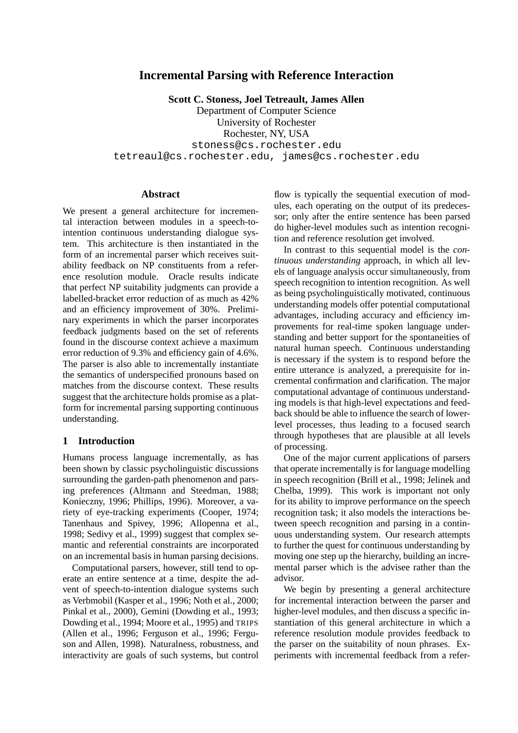# Incremental Parsing with Reference Interaction

**Scott C. Stoness, Joel Tetreault, James Allen**

Department of Computer Science
University of Rochester
Rochester, NY, USA
stoness@cs.rochester.edu
tetreaul@cs.rochester.edu, james@cs.rochester.edu

## Abstract

We present a general architecture for incremental interaction between modules in a speech-to-intention continuous understanding dialogue system. This architecture is then instantiated in the form of an incremental parser which receives suitability feedback on NP constituents from a reference resolution module. Oracle results indicate that perfect NP suitability judgments can provide a labelled-bracket error reduction of as much as 42% and an efficiency improvement of 30%. Preliminary experiments in which the parser incorporates feedback judgments based on the set of referents found in the discourse context achieve a maximum error reduction of 9.3% and efficiency gain of 4.6%. The parser is also able to incrementally instantiate the semantics of underspecified pronouns based on matches from the discourse context. These results suggest that the architecture holds promise as a platform for incremental parsing supporting continuous understanding.

## 1 Introduction

Humans process language incrementally, as has been shown by classic psycholinguistic discussions surrounding the garden-path phenomenon and parsing preferences (Altmann and Steedman, 1988; Konieczny, 1996; Phillips, 1996). Moreover, a variety of eye-tracking experiments (Cooper, 1974; Tanenhaus and Spivey, 1996; Allopenna et al., 1998; Sedivy et al., 1999) suggest that complex semantic and referential constraints are incorporated on an incremental basis in human parsing decisions.

Computational parsers, however, still tend to operate an entire sentence at a time, despite the advent of speech-to-intention dialogue systems such as Verbmobil (Kasper et al., 1996; Noth et al., 2000; Pinkal et al., 2000), Gemini (Dowding et al., 1993; Dowding et al., 1994; Moore et al., 1995) and TRIPS (Allen et al., 1996; Ferguson et al., 1996; Ferguson and Allen, 1998). Naturalness, robustness, and interactivity are goals of such systems, but control flow is typically the sequential execution of modules, each operating on the output of its predecessor; only after the entire sentence has been parsed do higher-level modules such as intention recognition and reference resolution get involved.

In contrast to this sequential model is the *continuous understanding* approach, in which all levels of language analysis occur simultaneously, from speech recognition to intention recognition. As well as being psycholinguistically motivated, continuous understanding models offer potential computational advantages, including accuracy and efficiency improvements for real-time spoken language understanding and better support for the spontaneities of natural human speech. Continuous understanding is necessary if the system is to respond before the entire utterance is analyzed, a prerequisite for incremental confirmation and clarification. The major computational advantage of continuous understanding models is that high-level expectations and feedback should be able to influence the search of lower-level processes, thus leading to a focused search through hypotheses that are plausible at all levels of processing.

One of the major current applications of parsers that operate incrementally is for language modelling in speech recognition (Brill et al., 1998; Jelinek and Chelba, 1999). This work is important not only for its ability to improve performance on the speech recognition task; it also models the interactions between speech recognition and parsing in a continuous understanding system. Our research attempts to further the quest for continuous understanding by moving one step up the hierarchy, building an incremental parser which is the advisee rather than the advisor.

We begin by presenting a general architecture for incremental interaction between the parser and higher-level modules, and then discuss a specific instantiation of this general architecture in which a reference resolution module provides feedback to the parser on the suitability of noun phrases. Experiments with incremental feedback from a refer-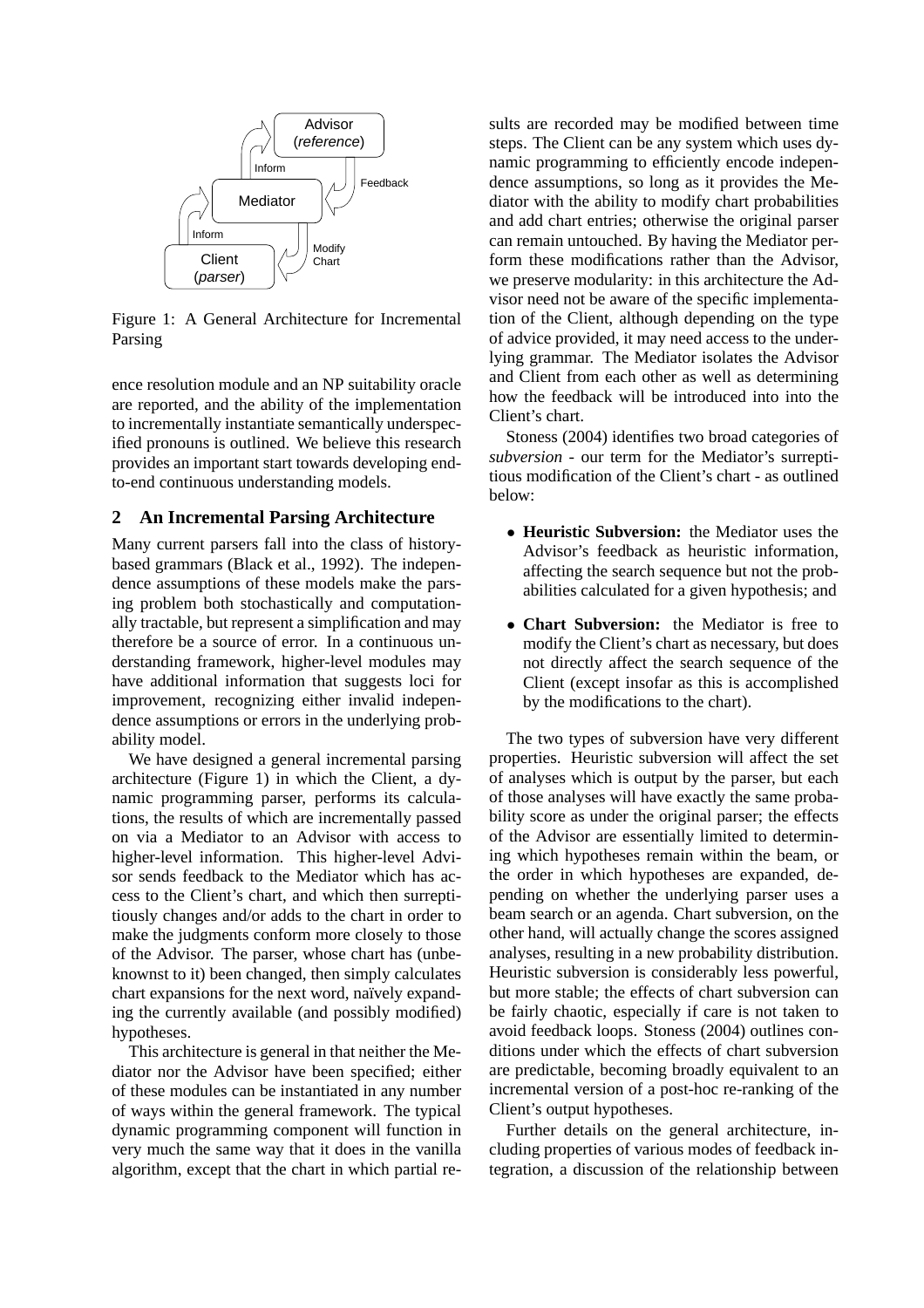Figure 1: A General Architecture for Incremental Parsing

ence resolution module and an NP suitability oracle are reported, and the ability of the implementation to incrementally instantiate semantically underspecified pronouns is outlined. We believe this research provides an important start towards developing end-to-end continuous understanding models.

## 2 An Incremental Parsing Architecture

Many current parsers fall into the class of history-based grammars (Black et al., 1992). The independence assumptions of these models make the parsing problem both stochastically and computationally tractable, but represent a simplification and may therefore be a source of error. In a continuous understanding framework, higher-level modules may have additional information that suggests loci for improvement, recognizing either invalid independence assumptions or errors in the underlying probability model.

We have designed a general incremental parsing architecture (Figure 1) in which the Client, a dynamic programming parser, performs its calculations, the results of which are incrementally passed on via a Mediator to an Advisor with access to higher-level information. This higher-level Advisor sends feedback to the Mediator which has access to the Client's chart, and which then surreptitiously changes and/or adds to the chart in order to make the judgments conform more closely to those of the Advisor. The parser, whose chart has (unbeknownst to it) been changed, then simply calculates chart expansions for the next word, naïvely expanding the currently available (and possibly modified) hypotheses.

This architecture is general in that neither the Mediator nor the Advisor have been specified; either of these modules can be instantiated in any number of ways within the general framework. The typical dynamic programming component will function in very much the same way that it does in the vanilla algorithm, except that the chart in which partial results are recorded may be modified between time steps. The Client can be any system which uses dynamic programming to efficiently encode independence assumptions, so long as it provides the Mediator with the ability to modify chart probabilities and add chart entries; otherwise the original parser can remain untouched. By having the Mediator perform these modifications rather than the Advisor, we preserve modularity: in this architecture the Advisor need not be aware of the specific implementation of the Client, although depending on the type of advice provided, it may need access to the underlying grammar. The Mediator isolates the Advisor and Client from each other as well as determining how the feedback will be introduced into into the Client's chart.

Stoness (2004) identifies two broad categories of *subversion* - our term for the Mediator's surreptitious modification of the Client's chart - as outlined below:

- **Heuristic Subversion:** the Mediator uses the Advisor's feedback as heuristic information, affecting the search sequence but not the probabilities calculated for a given hypothesis; and
- **Chart Subversion:** the Mediator is free to modify the Client's chart as necessary, but does not directly affect the search sequence of the Client (except insofar as this is accomplished by the modifications to the chart).

The two types of subversion have very different properties. Heuristic subversion will affect the set of analyses which is output by the parser, but each of those analyses will have exactly the same probability score as under the original parser; the effects of the Advisor are essentially limited to determining which hypotheses remain within the beam, or the order in which hypotheses are expanded, depending on whether the underlying parser uses a beam search or an agenda. Chart subversion, on the other hand, will actually change the scores assigned analyses, resulting in a new probability distribution. Heuristic subversion is considerably less powerful, but more stable; the effects of chart subversion can be fairly chaotic, especially if care is not taken to avoid feedback loops. Stoness (2004) outlines conditions under which the effects of chart subversion are predictable, becoming broadly equivalent to an incremental version of a post-hoc re-ranking of the Client's output hypotheses.

Further details on the general architecture, including properties of various modes of feedback integration, a discussion of the relationship between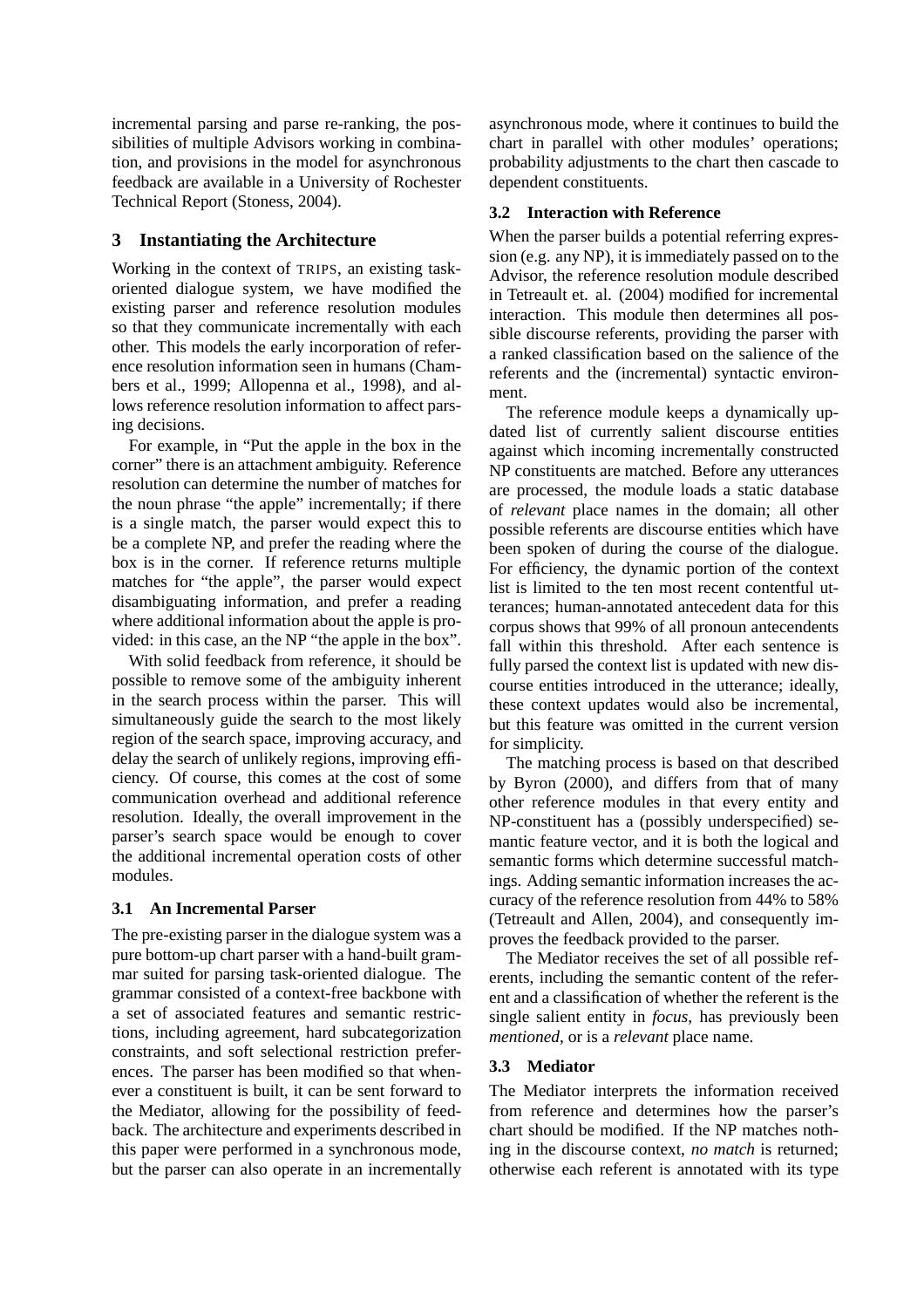incremental parsing and parse re-ranking, the possibilities of multiple Advisors working in combination, and provisions in the model for asynchronous feedback are available in a University of Rochester Technical Report (Stoness, 2004).

## 3 Instantiating the Architecture

Working in the context of TRIPS, an existing task-oriented dialogue system, we have modified the existing parser and reference resolution modules so that they communicate incrementally with each other. This models the early incorporation of reference resolution information seen in humans (Chambers et al., 1999; Allopenna et al., 1998), and allows reference resolution information to affect parsing decisions.

For example, in "Put the apple in the box in the corner" there is an attachment ambiguity. Reference resolution can determine the number of matches for the noun phrase "the apple" incrementally; if there is a single match, the parser would expect this to be a complete NP, and prefer the reading where the box is in the corner. If reference returns multiple matches for "the apple", the parser would expect disambiguating information, and prefer a reading where additional information about the apple is provided: in this case, an the NP "the apple in the box".

With solid feedback from reference, it should be possible to remove some of the ambiguity inherent in the search process within the parser. This will simultaneously guide the search to the most likely region of the search space, improving accuracy, and delay the search of unlikely regions, improving efficiency. Of course, this comes at the cost of some communication overhead and additional reference resolution. Ideally, the overall improvement in the parser's search space would be enough to cover the additional incremental operation costs of other modules.

### 3.1 An Incremental Parser

The pre-existing parser in the dialogue system was a pure bottom-up chart parser with a hand-built grammar suited for parsing task-oriented dialogue. The grammar consisted of a context-free backbone with a set of associated features and semantic restrictions, including agreement, hard subcategorization constraints, and soft selectional restriction preferences. The parser has been modified so that whenever a constituent is built, it can be sent forward to the Mediator, allowing for the possibility of feedback. The architecture and experiments described in this paper were performed in a synchronous mode, but the parser can also operate in an incrementally asynchronous mode, where it continues to build the chart in parallel with other modules' operations; probability adjustments to the chart then cascade to dependent constituents.

### 3.2 Interaction with Reference

When the parser builds a potential referring expression (e.g. any NP), it is immediately passed on to the Advisor, the reference resolution module described in Tetreault et. al. (2004) modified for incremental interaction. This module then determines all possible discourse referents, providing the parser with a ranked classification based on the salience of the referents and the (incremental) syntactic environment.

The reference module keeps a dynamically updated list of currently salient discourse entities against which incoming incrementally constructed NP constituents are matched. Before any utterances are processed, the module loads a static database of *relevant* place names in the domain; all other possible referents are discourse entities which have been spoken of during the course of the dialogue. For efficiency, the dynamic portion of the context list is limited to the ten most recent contentful utterances; human-annotated antecedent data for this corpus shows that 99% of all pronoun antecendents fall within this threshold. After each sentence is fully parsed the context list is updated with new discourse entities introduced in the utterance; ideally, these context updates would also be incremental, but this feature was omitted in the current version for simplicity.

The matching process is based on that described by Byron (2000), and differs from that of many other reference modules in that every entity and NP-constituent has a (possibly underspecified) semantic feature vector, and it is both the logical and semantic forms which determine successful matchings. Adding semantic information increases the accuracy of the reference resolution from 44% to 58% (Tetreault and Allen, 2004), and consequently improves the feedback provided to the parser.

The Mediator receives the set of all possible referents, including the semantic content of the referent and a classification of whether the referent is the single salient entity in *focus*, has previously been *mentioned*, or is a *relevant* place name.

### 3.3 Mediator

The Mediator interprets the information received from reference and determines how the parser's chart should be modified. If the NP matches nothing in the discourse context, *no match* is returned; otherwise each referent is annotated with its type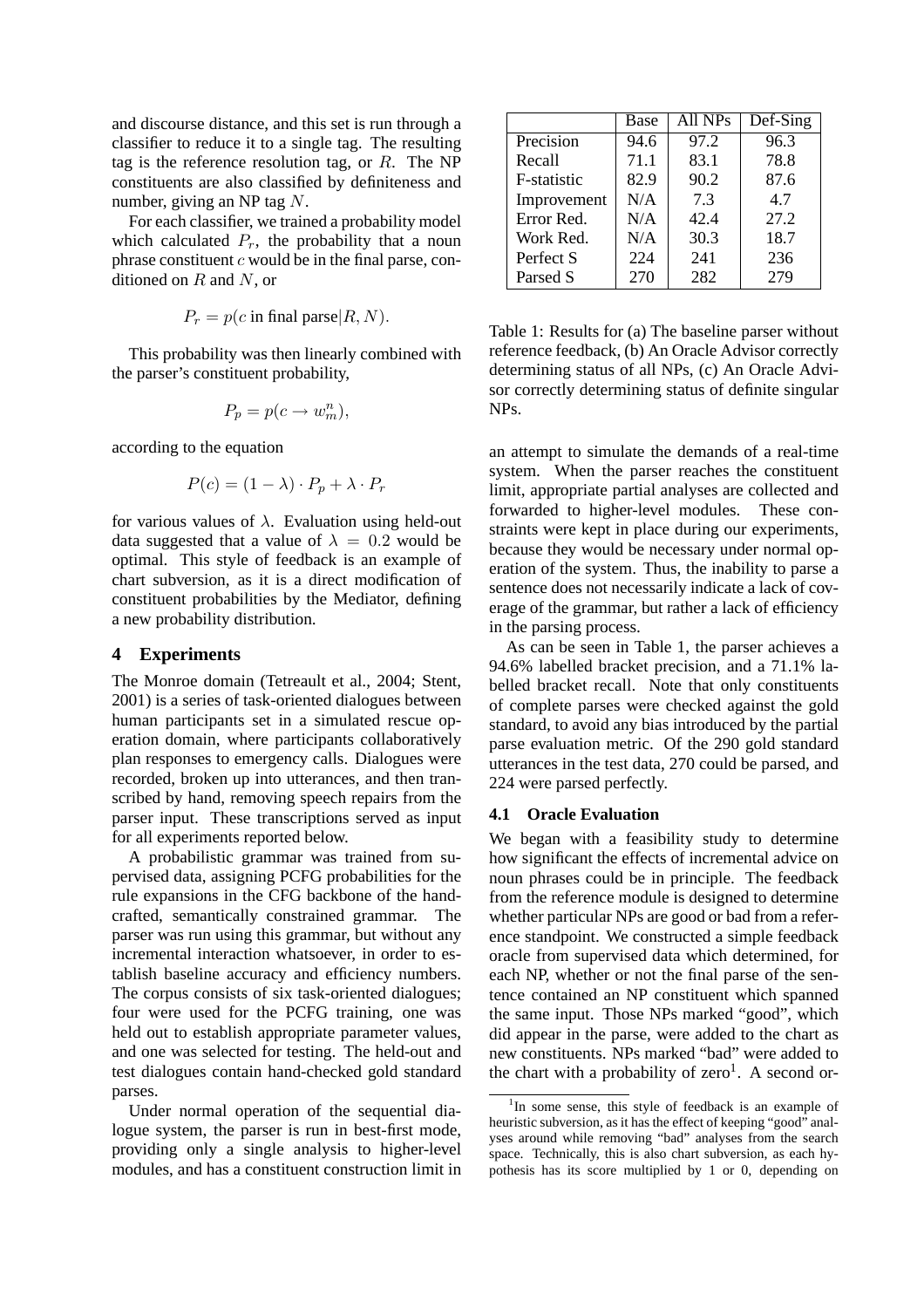and discourse distance, and this set is run through a classifier to reduce it to a single tag. The resulting tag is the reference resolution tag, or $R$. The NP constituents are also classified by definiteness and number, giving an NP tag $N$.

For each classifier, we trained a probability model which calculated $P_r$, the probability that a noun phrase constituent $c$ would be in the final parse, conditioned on $R$ and $N$, or

$$P_r = p(c \text{ in final parse} | R, N).$$

This probability was then linearly combined with the parser's constituent probability,

$$P_p = p(c \rightarrow w_m^n),$$

according to the equation

$$P(c) = (1 - \lambda) \cdot P_p + \lambda \cdot P_r$$

for various values of $\lambda$. Evaluation using held-out data suggested that a value of $\lambda = 0.2$ would be optimal. This style of feedback is an example of chart subversion, as it is a direct modification of constituent probabilities by the Mediator, defining a new probability distribution.

## 4 Experiments

The Monroe domain (Tetreault et al., 2004; Stent, 2001) is a series of task-oriented dialogues between human participants set in a simulated rescue operation domain, where participants collaboratively plan responses to emergency calls. Dialogues were recorded, broken up into utterances, and then transcribed by hand, removing speech repairs from the parser input. These transcriptions served as input for all experiments reported below.

A probabilistic grammar was trained from supervised data, assigning PCFG probabilities for the rule expansions in the CFG backbone of the hand-crafted, semantically constrained grammar. The parser was run using this grammar, but without any incremental interaction whatsoever, in order to establish baseline accuracy and efficiency numbers. The corpus consists of six task-oriented dialogues; four were used for the PCFG training, one was held out to establish appropriate parameter values, and one was selected for testing. The held-out and test dialogues contain hand-checked gold standard parses.

Under normal operation of the sequential dialogue system, the parser is run in best-first mode, providing only a single analysis to higher-level modules, and has a constituent construction limit in an attempt to simulate the demands of a real-time system. When the parser reaches the constituent limit, appropriate partial analyses are collected and forwarded to higher-level modules. These constraints were kept in place during our experiments, because they would be necessary under normal operation of the system. Thus, the inability to parse a sentence does not necessarily indicate a lack of coverage of the grammar, but rather a lack of efficiency in the parsing process.

|  | Base | All NPs | Def-Sing |
|---|---|---|---|
| Precision | 94.6 | 97.2 | 96.3 |
| Recall | 71.1 | 83.1 | 78.8 |
| F-statistic | 82.9 | 90.2 | 87.6 |
| Improvement | N/A | 7.3 | 4.7 |
| Error Red. | N/A | 42.4 | 27.2 |
| Work Red. | N/A | 30.3 | 18.7 |
| Perfect S | 224 | 241 | 236 |
| Parsed S | 270 | 282 | 279 |

Table 1: Results for (a) The baseline parser without reference feedback, (b) An Oracle Advisor correctly determining status of all NPs, (c) An Oracle Advisor correctly determining status of definite singular NPs.

As can be seen in Table 1, the parser achieves a 94.6% labelled bracket precision, and a 71.1% labelled bracket recall. Note that only constituents of complete parses were checked against the gold standard, to avoid any bias introduced by the partial parse evaluation metric. Of the 290 gold standard utterances in the test data, 270 could be parsed, and 224 were parsed perfectly.

### 4.1 Oracle Evaluation

We began with a feasibility study to determine how significant the effects of incremental advice on noun phrases could be in principle. The feedback from the reference module is designed to determine whether particular NPs are good or bad from a reference standpoint. We constructed a simple feedback oracle from supervised data which determined, for each NP, whether or not the final parse of the sentence contained an NP constituent which spanned the same input. Those NPs marked "good", which did appear in the parse, were added to the chart as new constituents. NPs marked "bad" were added to the chart with a probability of zero[1]. A second or-

[1] In some sense, this style of feedback is an example of heuristic subversion, as it has the effect of keeping "good" analyses around while removing "bad" analyses from the search space. Technically, this is also chart subversion, as each hypothesis has its score multiplied by 1 or 0, depending on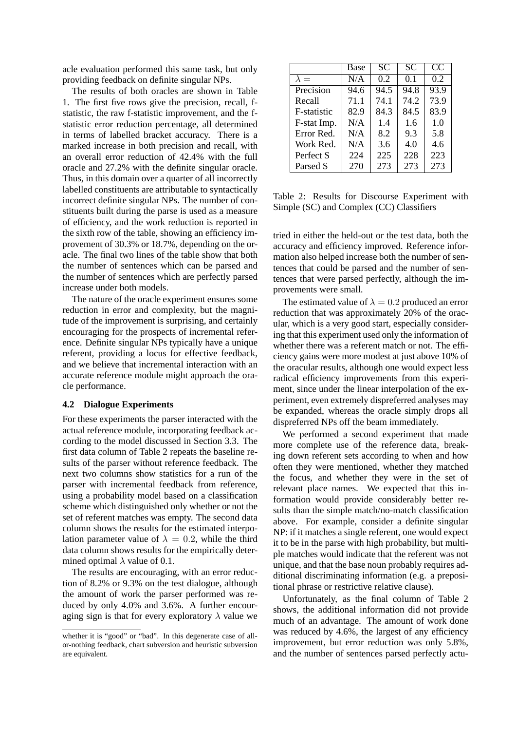acle evaluation performed this same task, but only providing feedback on definite singular NPs.

The results of both oracles are shown in Table 1. The first five rows give the precision, recall, f-statistic, the raw f-statistic improvement, and the f-statistic error reduction percentage, all determined in terms of labelled bracket accuracy. There is a marked increase in both precision and recall, with an overall error reduction of 42.4% with the full oracle and 27.2% with the definite singular oracle. Thus, in this domain over a quarter of all incorrectly labelled constituents are attributable to syntactically incorrect definite singular NPs. The number of constituents built during the parse is used as a measure of efficiency, and the work reduction is reported in the sixth row of the table, showing an efficiency improvement of 30.3% or 18.7%, depending on the oracle. The final two lines of the table show that both the number of sentences which can be parsed and the number of sentences which are perfectly parsed increase under both models.

The nature of the oracle experiment ensures some reduction in error and complexity, but the magnitude of the improvement is surprising, and certainly encouraging for the prospects of incremental reference. Definite singular NPs typically have a unique referent, providing a locus for effective feedback, and we believe that incremental interaction with an accurate reference module might approach the oracle performance.

### 4.2 Dialogue Experiments

For these experiments the parser interacted with the actual reference module, incorporating feedback according to the model discussed in Section 3.3. The first data column of Table 2 repeats the baseline results of the parser without reference feedback. The next two columns show statistics for a run of the parser with incremental feedback from reference, using a probability model based on a classification scheme which distinguished only whether or not the set of referent matches was empty. The second data column shows the results for the estimated interpolation parameter value of $\lambda = 0.2$, while the third data column shows results for the empirically determined optimal $\lambda$ value of 0.1.

The results are encouraging, with an error reduction of 8.2% or 9.3% on the test dialogue, although the amount of work the parser performed was reduced by only 4.0% and 3.6%. A further encouraging sign is that for every exploratory $\lambda$ value we

whether it is "good" or "bad". In this degenerate case of all-or-nothing feedback, chart subversion and heuristic subversion are equivalent.

| | Base | SC | SC | CC |
|---|---|---|---|---|
| $\lambda =$ | N/A | 0.2 | 0.1 | 0.2 |
| Precision | 94.6 | 94.5 | 94.8 | 93.9 |
| Recall | 71.1 | 74.1 | 74.2 | 73.9 |
| F-statistic | 82.9 | 84.3 | 84.5 | 83.9 |
| F-stat Imp. | N/A | 1.4 | 1.6 | 1.0 |
| Error Red. | N/A | 8.2 | 9.3 | 5.8 |
| Work Red. | N/A | 3.6 | 4.0 | 4.6 |
| Perfect S | 224 | 225 | 228 | 223 |
| Parsed S | 270 | 273 | 273 | 273 |

Table 2: Results for Discourse Experiment with Simple (SC) and Complex (CC) Classifiers

tried in either the held-out or the test data, both the accuracy and efficiency improved. Reference information also helped increase both the number of sentences that could be parsed and the number of sentences that were parsed perfectly, although the improvements were small.

The estimated value of $\lambda = 0.2$ produced an error reduction that was approximately 20% of the oracular, which is a very good start, especially considering that this experiment used only the information of whether there was a referent match or not. The efficiency gains were more modest at just above 10% of the oracular results, although one would expect less radical efficiency improvements from this experiment, since under the linear interpolation of the experiment, even extremely dispreferred analyses may be expanded, whereas the oracle simply drops all dispreferred NPs off the beam immediately.

We performed a second experiment that made more complete use of the reference data, breaking down referent sets according to when and how often they were mentioned, whether they matched the focus, and whether they were in the set of relevant place names. We expected that this information would provide considerably better results than the simple match/no-match classification above. For example, consider a definite singular NP: if it matches a single referent, one would expect it to be in the parse with high probability, but multiple matches would indicate that the referent was not unique, and that the base noun probably requires additional discriminating information (e.g. a prepositional phrase or restrictive relative clause).

Unfortunately, as the final column of Table 2 shows, the additional information did not provide much of an advantage. The amount of work done was reduced by 4.6%, the largest of any efficiency improvement, but error reduction was only 5.8%, and the number of sentences parsed perfectly actu-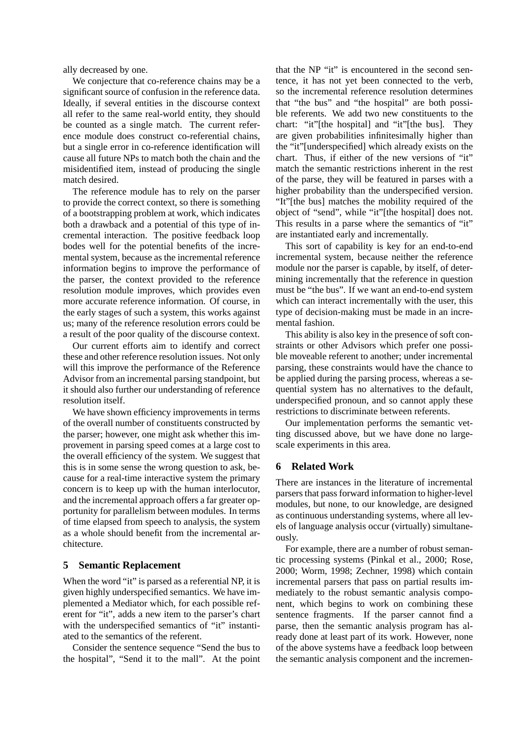ally decreased by one.

We conjecture that co-reference chains may be a significant source of confusion in the reference data. Ideally, if several entities in the discourse context all refer to the same real-world entity, they should be counted as a single match. The current reference module does construct co-referential chains, but a single error in co-reference identification will cause all future NPs to match both the chain and the misidentified item, instead of producing the single match desired.

The reference module has to rely on the parser to provide the correct context, so there is something of a bootstrapping problem at work, which indicates both a drawback and a potential of this type of incremental interaction. The positive feedback loop bodes well for the potential benefits of the incremental system, because as the incremental reference information begins to improve the performance of the parser, the context provided to the reference resolution module improves, which provides even more accurate reference information. Of course, in the early stages of such a system, this works against us; many of the reference resolution errors could be a result of the poor quality of the discourse context.

Our current efforts aim to identify and correct these and other reference resolution issues. Not only will this improve the performance of the Reference Advisor from an incremental parsing standpoint, but it should also further our understanding of reference resolution itself.

We have shown efficiency improvements in terms of the overall number of constituents constructed by the parser; however, one might ask whether this improvement in parsing speed comes at a large cost to the overall efficiency of the system. We suggest that this is in some sense the wrong question to ask, because for a real-time interactive system the primary concern is to keep up with the human interlocutor, and the incremental approach offers a far greater opportunity for parallelism between modules. In terms of time elapsed from speech to analysis, the system as a whole should benefit from the incremental architecture.

## 5 Semantic Replacement

When the word "it" is parsed as a referential NP, it is given highly underspecified semantics. We have implemented a Mediator which, for each possible referent for "it", adds a new item to the parser's chart with the underspecified semantics of "it" instantiated to the semantics of the referent.

Consider the sentence sequence "Send the bus to the hospital", "Send it to the mall". At the point that the NP "it" is encountered in the second sentence, it has not yet been connected to the verb, so the incremental reference resolution determines that "the bus" and "the hospital" are both possible referents. We add two new constituents to the chart: "it"[the hospital] and "it"[the bus]. They are given probabilities infinitesimally higher than the "it"[underspecified] which already exists on the chart. Thus, if either of the new versions of "it" match the semantic restrictions inherent in the rest of the parse, they will be featured in parses with a higher probability than the underspecified version. "It"[the bus] matches the mobility required of the object of "send", while "it"[the hospital] does not. This results in a parse where the semantics of "it" are instantiated early and incrementally.

This sort of capability is key for an end-to-end incremental system, because neither the reference module nor the parser is capable, by itself, of determining incrementally that the reference in question must be "the bus". If we want an end-to-end system which can interact incrementally with the user, this type of decision-making must be made in an incremental fashion.

This ability is also key in the presence of soft constraints or other Advisors which prefer one possible moveable referent to another; under incremental parsing, these constraints would have the chance to be applied during the parsing process, whereas a sequential system has no alternatives to the default, underspecified pronoun, and so cannot apply these restrictions to discriminate between referents.

Our implementation performs the semantic vetting discussed above, but we have done no large-scale experiments in this area.

## 6 Related Work

There are instances in the literature of incremental parsers that pass forward information to higher-level modules, but none, to our knowledge, are designed as continuous understanding systems, where all levels of language analysis occur (virtually) simultaneously.

For example, there are a number of robust semantic processing systems (Pinkal et al., 2000; Rose, 2000; Worm, 1998; Zechner, 1998) which contain incremental parsers that pass on partial results immediately to the robust semantic analysis component, which begins to work on combining these sentence fragments. If the parser cannot find a parse, then the semantic analysis program has already done at least part of its work. However, none of the above systems have a feedback loop between the semantic analysis component and the incremen-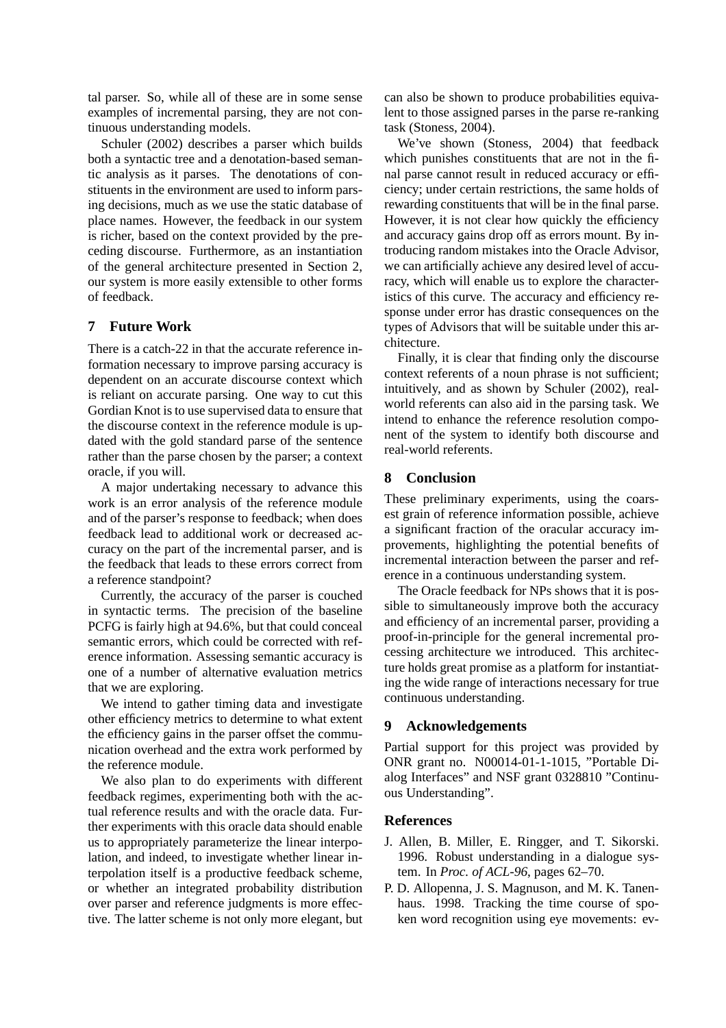tal parser. So, while all of these are in some sense examples of incremental parsing, they are not continuous understanding models.

Schuler (2002) describes a parser which builds both a syntactic tree and a denotation-based semantic analysis as it parses. The denotations of constituents in the environment are used to inform parsing decisions, much as we use the static database of place names. However, the feedback in our system is richer, based on the context provided by the preceding discourse. Furthermore, as an instantiation of the general architecture presented in Section 2, our system is more easily extensible to other forms of feedback.

## 7 Future Work

There is a catch-22 in that the accurate reference information necessary to improve parsing accuracy is dependent on an accurate discourse context which is reliant on accurate parsing. One way to cut this Gordian Knot is to use supervised data to ensure that the discourse context in the reference module is updated with the gold standard parse of the sentence rather than the parse chosen by the parser; a context oracle, if you will.

A major undertaking necessary to advance this work is an error analysis of the reference module and of the parser's response to feedback; when does feedback lead to additional work or decreased accuracy on the part of the incremental parser, and is the feedback that leads to these errors correct from a reference standpoint?

Currently, the accuracy of the parser is couched in syntactic terms. The precision of the baseline PCFG is fairly high at 94.6%, but that could conceal semantic errors, which could be corrected with reference information. Assessing semantic accuracy is one of a number of alternative evaluation metrics that we are exploring.

We intend to gather timing data and investigate other efficiency metrics to determine to what extent the efficiency gains in the parser offset the communication overhead and the extra work performed by the reference module.

We also plan to do experiments with different feedback regimes, experimenting both with the actual reference results and with the oracle data. Further experiments with this oracle data should enable us to appropriately parameterize the linear interpolation, and indeed, to investigate whether linear interpolation itself is a productive feedback scheme, or whether an integrated probability distribution over parser and reference judgments is more effective. The latter scheme is not only more elegant, but can also be shown to produce probabilities equivalent to those assigned parses in the parse re-ranking task (Stoness, 2004).

We've shown (Stoness, 2004) that feedback which punishes constituents that are not in the final parse cannot result in reduced accuracy or efficiency; under certain restrictions, the same holds of rewarding constituents that will be in the final parse. However, it is not clear how quickly the efficiency and accuracy gains drop off as errors mount. By introducing random mistakes into the Oracle Advisor, we can artificially achieve any desired level of accuracy, which will enable us to explore the characteristics of this curve. The accuracy and efficiency response under error has drastic consequences on the types of Advisors that will be suitable under this architecture.

Finally, it is clear that finding only the discourse context referents of a noun phrase is not sufficient; intuitively, and as shown by Schuler (2002), real-world referents can also aid in the parsing task. We intend to enhance the reference resolution component of the system to identify both discourse and real-world referents.

## 8 Conclusion

These preliminary experiments, using the coarsest grain of reference information possible, achieve a significant fraction of the oracular accuracy improvements, highlighting the potential benefits of incremental interaction between the parser and reference in a continuous understanding system.

The Oracle feedback for NPs shows that it is possible to simultaneously improve both the accuracy and efficiency of an incremental parser, providing a proof-in-principle for the general incremental processing architecture we introduced. This architecture holds great promise as a platform for instantiating the wide range of interactions necessary for true continuous understanding.

## 9 Acknowledgements

Partial support for this project was provided by ONR grant no. N00014-01-1-1015, "Portable Dialog Interfaces" and NSF grant 0328810 "Continuous Understanding".

## References

J. Allen, B. Miller, E. Ringger, and T. Sikorski. 1996. Robust understanding in a dialogue system. In *Proc. of ACL-96*, pages 62–70.

P. D. Allopenna, J. S. Magnuson, and M. K. Tanenhaus. 1998. Tracking the time course of spoken word recognition using eye movements: ev-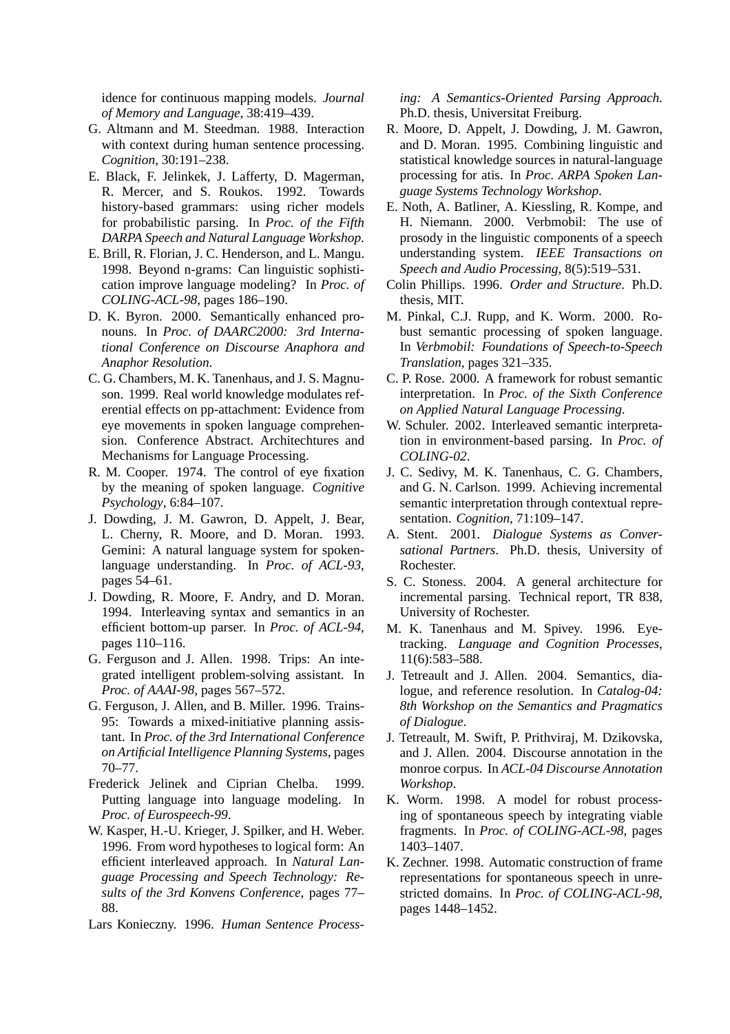idence for continuous mapping models. *Journal of Memory and Language*, 38:419–439.

G. Altmann and M. Steedman. 1988. Interaction with context during human sentence processing. *Cognition*, 30:191–238.

E. Black, F. Jelinkek, J. Lafferty, D. Magerman, R. Mercer, and S. Roukos. 1992. Towards history-based grammars: using richer models for probabilistic parsing. In *Proc. of the Fifth DARPA Speech and Natural Language Workshop*.

E. Brill, R. Florian, J. C. Henderson, and L. Mangu. 1998. Beyond n-grams: Can linguistic sophistication improve language modeling? In *Proc. of COLING-ACL-98*, pages 186–190.

D. K. Byron. 2000. Semantically enhanced pronouns. In *Proc. of DAARC2000: 3rd International Conference on Discourse Anaphora and Anaphor Resolution*.

C. G. Chambers, M. K. Tanenhaus, and J. S. Magnuson. 1999. Real world knowledge modulates referential effects on pp-attachment: Evidence from eye movements in spoken language comprehension. Conference Abstract. Architechtures and Mechanisms for Language Processing.

R. M. Cooper. 1974. The control of eye fixation by the meaning of spoken language. *Cognitive Psychology*, 6:84–107.

J. Dowding, J. M. Gawron, D. Appelt, J. Bear, L. Cherny, R. Moore, and D. Moran. 1993. Gemini: A natural language system for spoken-language understanding. In *Proc. of ACL-93*, pages 54–61.

J. Dowding, R. Moore, F. Andry, and D. Moran. 1994. Interleaving syntax and semantics in an efficient bottom-up parser. In *Proc. of ACL-94*, pages 110–116.

G. Ferguson and J. Allen. 1998. Trips: An integrated intelligent problem-solving assistant. In *Proc. of AAAI-98*, pages 567–572.

G. Ferguson, J. Allen, and B. Miller. 1996. Trains-95: Towards a mixed-initiative planning assistant. In *Proc. of the 3rd International Conference on Artificial Intelligence Planning Systems*, pages 70–77.

Frederick Jelinek and Ciprian Chelba. 1999. Putting language into language modeling. In *Proc. of Eurospeech-99*.

W. Kasper, H.-U. Krieger, J. Spilker, and H. Weber. 1996. From word hypotheses to logical form: An efficient interleaved approach. In *Natural Language Processing and Speech Technology: Results of the 3rd Konvens Conference*, pages 77–88.

Lars Konieczny. 1996. *Human Sentence Processing: A Semantics-Oriented Parsing Approach*. Ph.D. thesis, Universitat Freiburg.

R. Moore, D. Appelt, J. Dowding, J. M. Gawron, and D. Moran. 1995. Combining linguistic and statistical knowledge sources in natural-language processing for atis. In *Proc. ARPA Spoken Language Systems Technology Workshop*.

E. Noth, A. Batliner, A. Kiessling, R. Kompe, and H. Niemann. 2000. Verbmobil: The use of prosody in the linguistic components of a speech understanding system. *IEEE Transactions on Speech and Audio Processing*, 8(5):519–531.

Colin Phillips. 1996. *Order and Structure*. Ph.D. thesis, MIT.

M. Pinkal, C.J. Rupp, and K. Worm. 2000. Robust semantic processing of spoken language. In *Verbmobil: Foundations of Speech-to-Speech Translation*, pages 321–335.

C. P. Rose. 2000. A framework for robust semantic interpretation. In *Proc. of the Sixth Conference on Applied Natural Language Processing*.

W. Schuler. 2002. Interleaved semantic interpretation in environment-based parsing. In *Proc. of COLING-02*.

J. C. Sedivy, M. K. Tanenhaus, C. G. Chambers, and G. N. Carlson. 1999. Achieving incremental semantic interpretation through contextual representation. *Cognition*, 71:109–147.

A. Stent. 2001. *Dialogue Systems as Conversational Partners*. Ph.D. thesis, University of Rochester.

S. C. Stoness. 2004. A general architecture for incremental parsing. Technical report, TR 838, University of Rochester.

M. K. Tanenhaus and M. Spivey. 1996. Eye-tracking. *Language and Cognition Processes*, 11(6):583–588.

J. Tetreault and J. Allen. 2004. Semantics, dialogue, and reference resolution. In *Catalog-04: 8th Workshop on the Semantics and Pragmatics of Dialogue*.

J. Tetreault, M. Swift, P. Prithviraj, M. Dzikovska, and J. Allen. 2004. Discourse annotation in the monroe corpus. In *ACL-04 Discourse Annotation Workshop*.

K. Worm. 1998. A model for robust processing of spontaneous speech by integrating viable fragments. In *Proc. of COLING-ACL-98*, pages 1403–1407.

K. Zechner. 1998. Automatic construction of frame representations for spontaneous speech in unrestricted domains. In *Proc. of COLING-ACL-98*, pages 1448–1452.